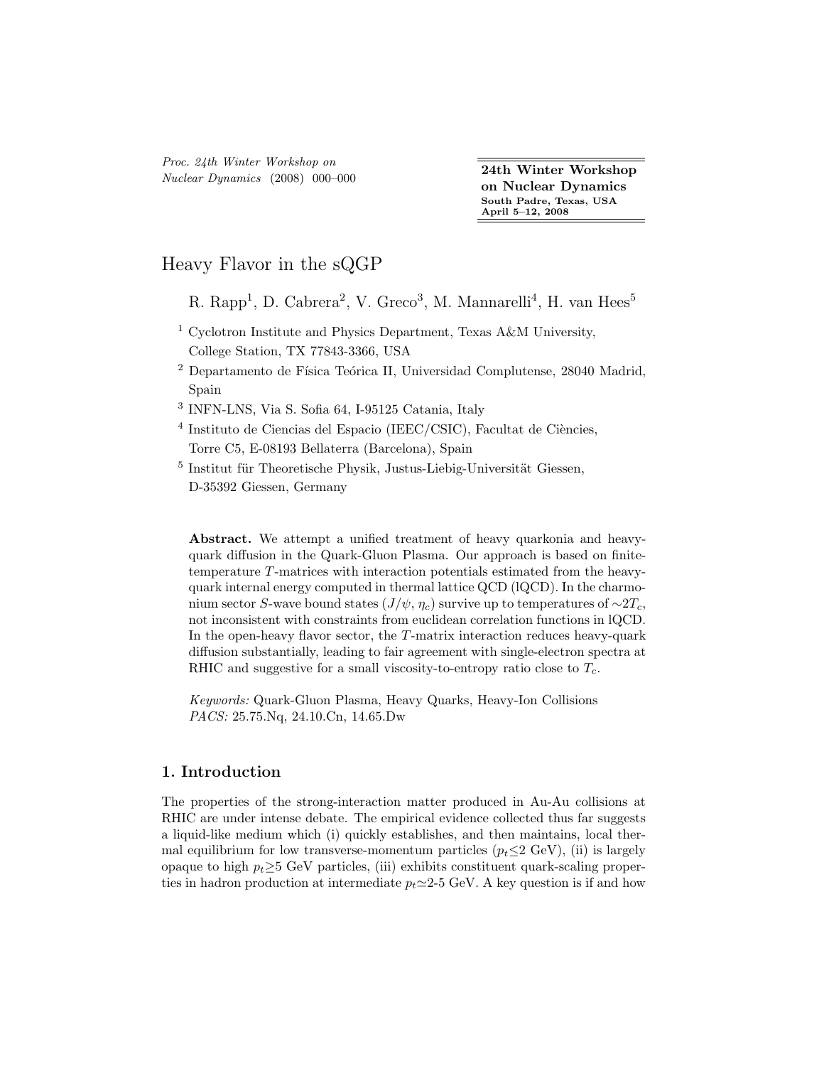# Heavy Flavor in the sQGP

R. Rapp[1], D. Cabrera[2], V. Greco[3], M. Mannarelli[4], H. van Hees[5]

[1] Cyclotron Institute and Physics Department, Texas A&M University, College Station, TX 77843-3366, USA

[2] Departamento de Física Teórica II, Universidad Complutense, 28040 Madrid, Spain

[3] INFN-LNS, Via S. Sofia 64, I-95125 Catania, Italy

[4] Instituto de Ciencias del Espacio (IEEC/CSIC), Facultat de Ciències, Torre C5, E-08193 Bellaterra (Barcelona), Spain

[5] Institut für Theoretische Physik, Justus-Liebig-Universität Giessen, D-35392 Giessen, Germany

**Abstract.** We attempt a unified treatment of heavy quarkonia and heavy-quark diffusion in the Quark-Gluon Plasma. Our approach is based on finite-temperature $T$-matrices with interaction potentials estimated from the heavy-quark internal energy computed in thermal lattice QCD (lQCD). In the charmonium sector $S$-wave bound states ($J/\psi$, $\eta_c$) survive up to temperatures of $\sim 2T_c$, not inconsistent with constraints from euclidean correlation functions in lQCD. In the open-heavy flavor sector, the $T$-matrix interaction reduces heavy-quark diffusion substantially, leading to fair agreement with single-electron spectra at RHIC and suggestive for a small viscosity-to-entropy ratio close to $T_c$.

*Keywords:* Quark-Gluon Plasma, Heavy Quarks, Heavy-Ion Collisions
*PACS:* 25.75.Nq, 24.10.Cn, 14.65.Dw

## 1. Introduction

The properties of the strong-interaction matter produced in Au-Au collisions at RHIC are under intense debate. The empirical evidence collected thus far suggests a liquid-like medium which (i) quickly establishes, and then maintains, local thermal equilibrium for low transverse-momentum particles ($p_t \lesssim 2$ GeV), (ii) is largely opaque to high $p_t \gtrsim 5$ GeV particles, (iii) exhibits constituent quark-scaling properties in hadron production at intermediate $p_t \simeq 2$-5 GeV. A key question is if and how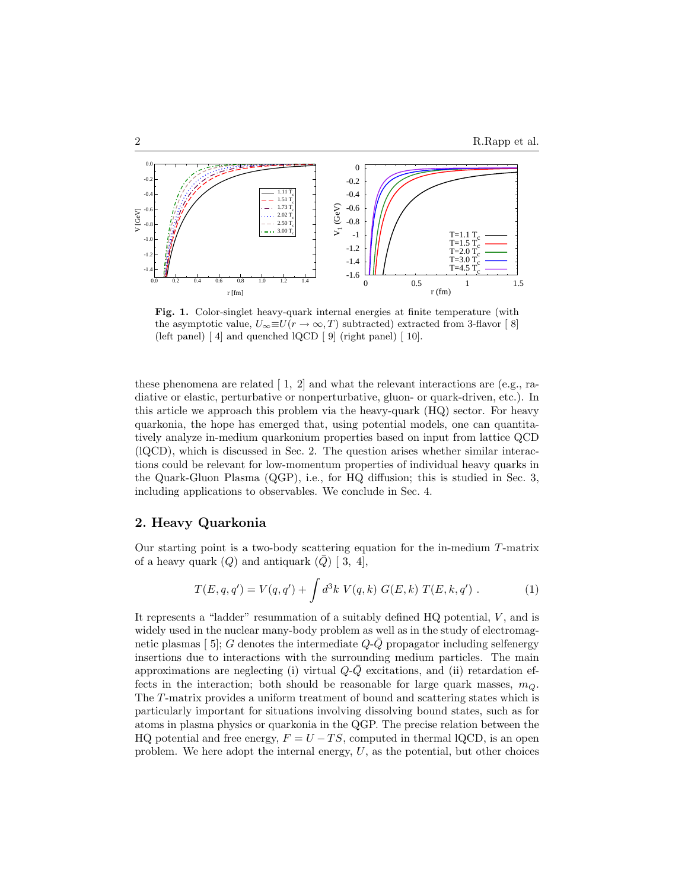**Fig. 1.** Color-singlet heavy-quark internal energies at finite temperature (with the asymptotic value, $U_\infty \equiv U(r\to\infty,T)$ subtracted) extracted from 3-flavor [ 8] (left panel) [ 4] and quenched lQCD [ 9] (right panel) [ 10].

these phenomena are related [ 1, 2] and what the relevant interactions are (e.g., radiative or elastic, perturbative or nonperturbative, gluon- or quark-driven, etc.). In this article we approach this problem via the heavy-quark (HQ) sector. For heavy quarkonia, the hope has emerged that, using potential models, one can quantitatively analyze in-medium quarkonium properties based on input from lattice QCD (lQCD), which is discussed in Sec. 2. The question arises whether similar interactions could be relevant for low-momentum properties of individual heavy quarks in the Quark-Gluon Plasma (QGP), i.e., for HQ diffusion; this is studied in Sec. 3, including applications to observables. We conclude in Sec. 4.

## 2. Heavy Quarkonia

Our starting point is a two-body scattering equation for the in-medium $T$-matrix of a heavy quark ($Q$) and antiquark ($\bar{Q}$) [ 3, 4],

$$T(E,q,q') = V(q,q') + \int d^3k \; V(q,k) \; G(E,k) \; T(E,k,q') \; . \qquad (1)$$

It represents a "ladder" resummation of a suitably defined HQ potential, $V$, and is widely used in the nuclear many-body problem as well as in the study of electromagnetic plasmas [ 5]; $G$ denotes the intermediate $Q$-$\bar{Q}$ propagator including selfenergy insertions due to interactions with the surrounding medium particles. The main approximations are neglecting (i) virtual $Q$-$\bar{Q}$ excitations, and (ii) retardation effects in the interaction; both should be reasonable for large quark masses, $m_Q$. The $T$-matrix provides a uniform treatment of bound and scattering states which is particularly important for situations involving dissolving bound states, such as for atoms in plasma physics or quarkonia in the QGP. The precise relation between the HQ potential and free energy, $F = U - TS$, computed in thermal lQCD, is an open problem. We here adopt the internal energy, $U$, as the potential, but other choices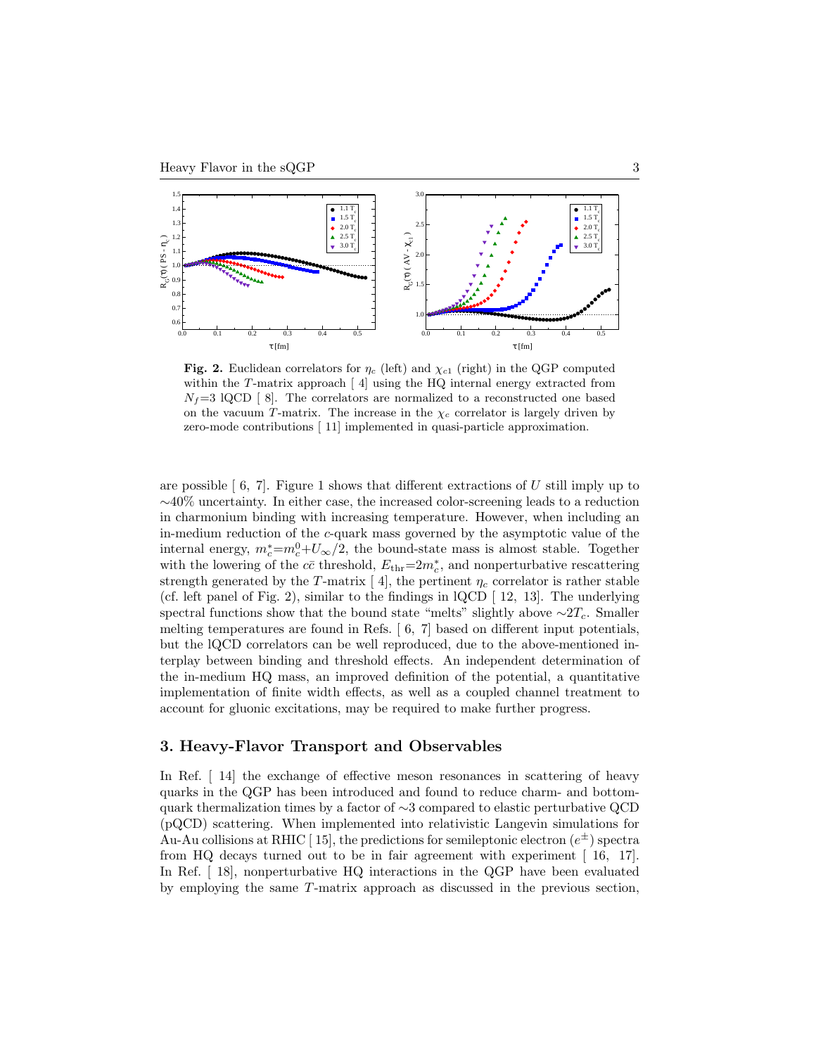**Fig. 2.** Euclidean correlators for $\eta_c$ (left) and $\chi_{c1}$ (right) in the QGP computed within the $T$-matrix approach [ 4] using the HQ internal energy extracted from $N_f$=3 lQCD [ 8]. The correlators are normalized to a reconstructed one based on the vacuum $T$-matrix. The increase in the $\chi_c$ correlator is largely driven by zero-mode contributions [ 11] implemented in quasi-particle approximation.

are possible [ 6, 7]. Figure 1 shows that different extractions of $U$ still imply up to $\sim$40% uncertainty. In either case, the increased color-screening leads to a reduction in charmonium binding with increasing temperature. However, when including an in-medium reduction of the $c$-quark mass governed by the asymptotic value of the internal energy, $m_c^*$=$m_c^0$+$U_\infty/2$, the bound-state mass is almost stable. Together with the lowering of the $c\bar{c}$ threshold, $E_{\rm thr}$=$2m_c^*$, and nonperturbative rescattering strength generated by the $T$-matrix [ 4], the pertinent $\eta_c$ correlator is rather stable (cf. left panel of Fig. 2), similar to the findings in lQCD [ 12, 13]. The underlying spectral functions show that the bound state "melts" slightly above $\sim$$2T_c$. Smaller melting temperatures are found in Refs. [ 6, 7] based on different input potentials, but the lQCD correlators can be well reproduced, due to the above-mentioned interplay between binding and threshold effects. An independent determination of the in-medium HQ mass, an improved definition of the potential, a quantitative implementation of finite width effects, as well as a coupled channel treatment to account for gluonic excitations, may be required to make further progress.

## 3. Heavy-Flavor Transport and Observables

In Ref. [ 14] the exchange of effective meson resonances in scattering of heavy quarks in the QGP has been introduced and found to reduce charm- and bottom-quark thermalization times by a factor of $\sim$3 compared to elastic perturbative QCD (pQCD) scattering. When implemented into relativistic Langevin simulations for Au-Au collisions at RHIC [ 15], the predictions for semileptonic electron ($e^\pm$) spectra from HQ decays turned out to be in fair agreement with experiment [ 16, 17]. In Ref. [ 18], nonperturbative HQ interactions in the QGP have been evaluated by employing the same $T$-matrix approach as discussed in the previous section,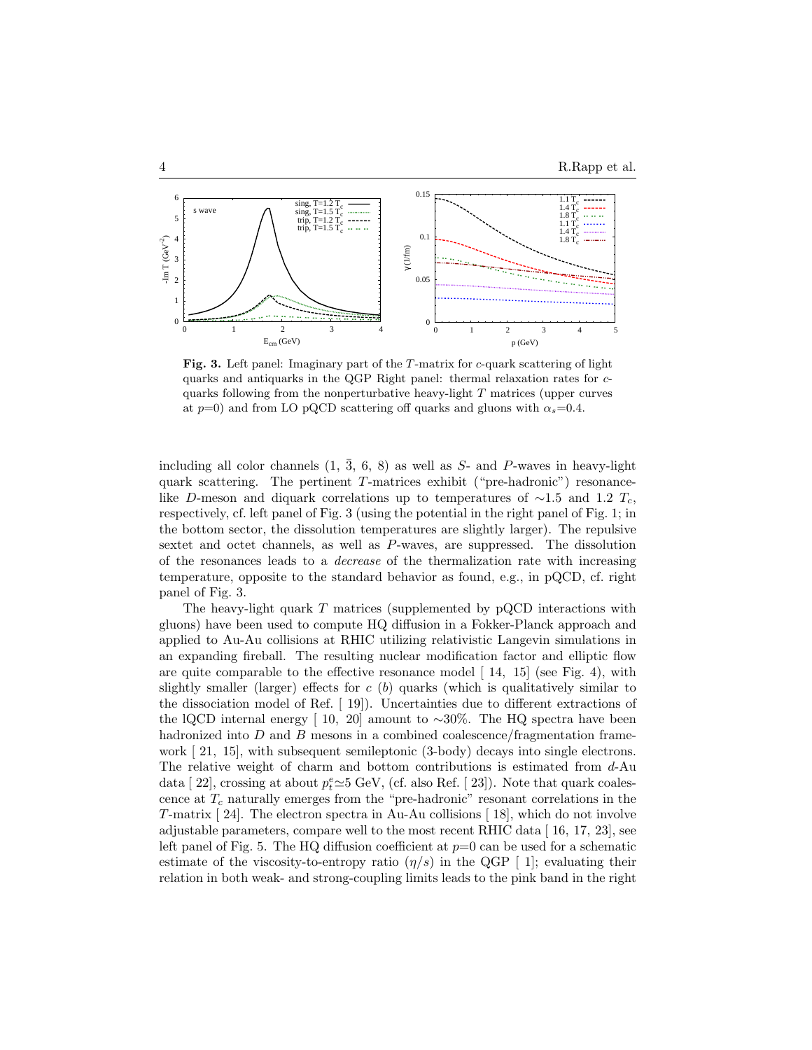**Fig. 3.** Left panel: Imaginary part of the $T$-matrix for $c$-quark scattering of light quarks and antiquarks in the QGP Right panel: thermal relaxation rates for $c$-quarks following from the nonperturbative heavy-light $T$ matrices (upper curves at $p$=0) and from LO pQCD scattering off quarks and gluons with $\alpha_s$=0.4.

including all color channels (1, $\bar{3}$, 6, 8) as well as $S$- and $P$-waves in heavy-light quark scattering. The pertinent $T$-matrices exhibit ("pre-hadronic") resonance-like $D$-meson and diquark correlations up to temperatures of ∼1.5 and 1.2 $T_c$, respectively, cf. left panel of Fig. 3 (using the potential in the right panel of Fig. 1; in the bottom sector, the dissolution temperatures are slightly larger). The repulsive sextet and octet channels, as well as $P$-waves, are suppressed. The dissolution of the resonances leads to a *decrease* of the thermalization rate with increasing temperature, opposite to the standard behavior as found, e.g., in pQCD, cf. right panel of Fig. 3.

The heavy-light quark $T$ matrices (supplemented by pQCD interactions with gluons) have been used to compute HQ diffusion in a Fokker-Planck approach and applied to Au-Au collisions at RHIC utilizing relativistic Langevin simulations in an expanding fireball. The resulting nuclear modification factor and elliptic flow are quite comparable to the effective resonance model [ 14, 15] (see Fig. 4), with slightly smaller (larger) effects for $c$ ($b$) quarks (which is qualitatively similar to the dissociation model of Ref. [ 19]). Uncertainties due to different extractions of the lQCD internal energy [ 10, 20] amount to ∼30%. The HQ spectra have been hadronized into $D$ and $B$ mesons in a combined coalescence/fragmentation framework [ 21, 15], with subsequent semileptonic (3-body) decays into single electrons. The relative weight of charm and bottom contributions is estimated from $d$-Au data [ 22], crossing at about $p_t^e \simeq 5$ GeV, (cf. also Ref. [ 23]). Note that quark coalescence at $T_c$ naturally emerges from the "pre-hadronic" resonant correlations in the $T$-matrix [ 24]. The electron spectra in Au-Au collisions [ 18], which do not involve adjustable parameters, compare well to the most recent RHIC data [ 16, 17, 23], see left panel of Fig. 5. The HQ diffusion coefficient at $p$=0 can be used for a schematic estimate of the viscosity-to-entropy ratio ($\eta/s$) in the QGP [ 1]; evaluating their relation in both weak- and strong-coupling limits leads to the pink band in the right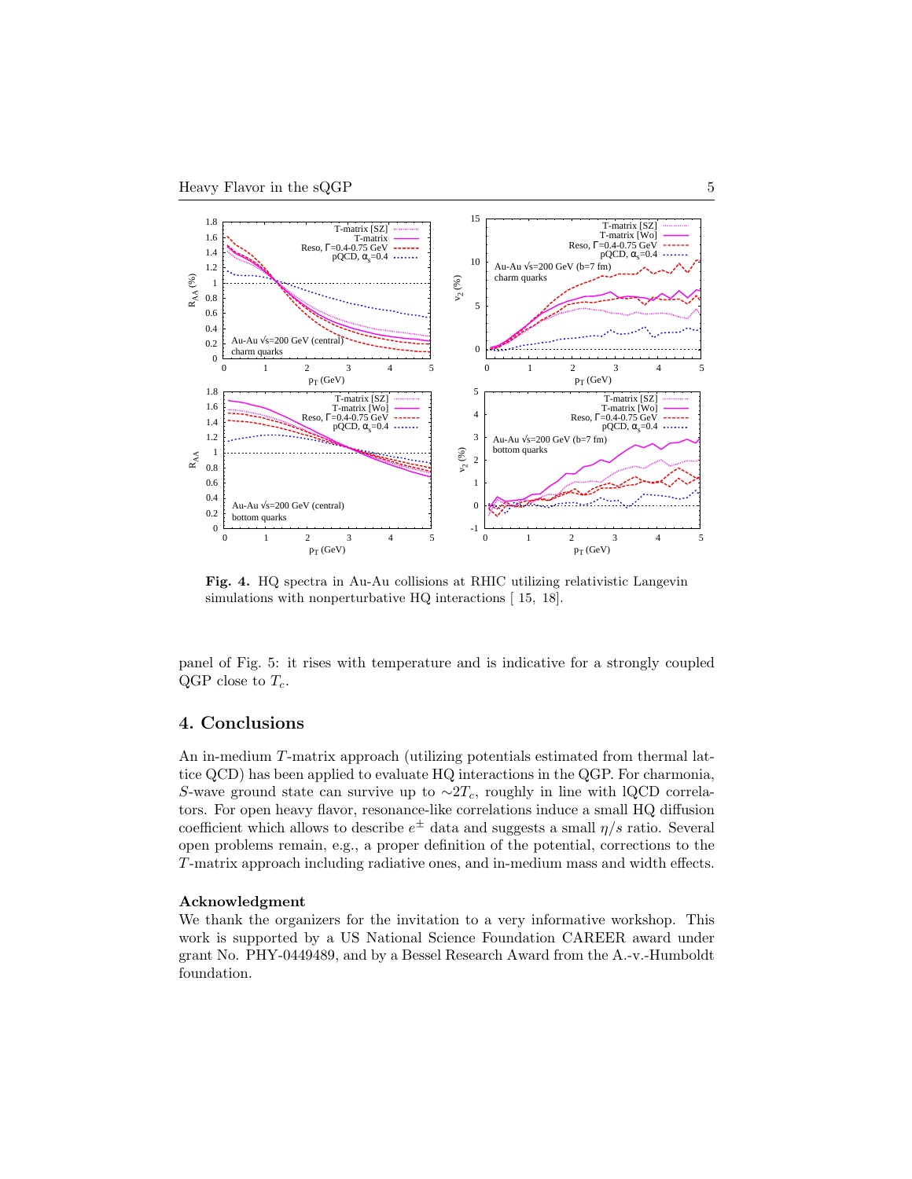**Fig. 4.** HQ spectra in Au-Au collisions at RHIC utilizing relativistic Langevin simulations with nonperturbative HQ interactions [ 15, 18].

panel of Fig. 5: it rises with temperature and is indicative for a strongly coupled QGP close to $T_c$.

## 4. Conclusions

An in-medium $T$-matrix approach (utilizing potentials estimated from thermal lattice QCD) has been applied to evaluate HQ interactions in the QGP. For charmonia, $S$-wave ground state can survive up to $\sim 2T_c$, roughly in line with lQCD correlators. For open heavy flavor, resonance-like correlations induce a small HQ diffusion coefficient which allows to describe $e^{\pm}$ data and suggests a small $\eta/s$ ratio. Several open problems remain, e.g., a proper definition of the potential, corrections to the $T$-matrix approach including radiative ones, and in-medium mass and width effects.

### Acknowledgment

We thank the organizers for the invitation to a very informative workshop. This work is supported by a US National Science Foundation CAREER award under grant No. PHY-0449489, and by a Bessel Research Award from the A.-v.-Humboldt foundation.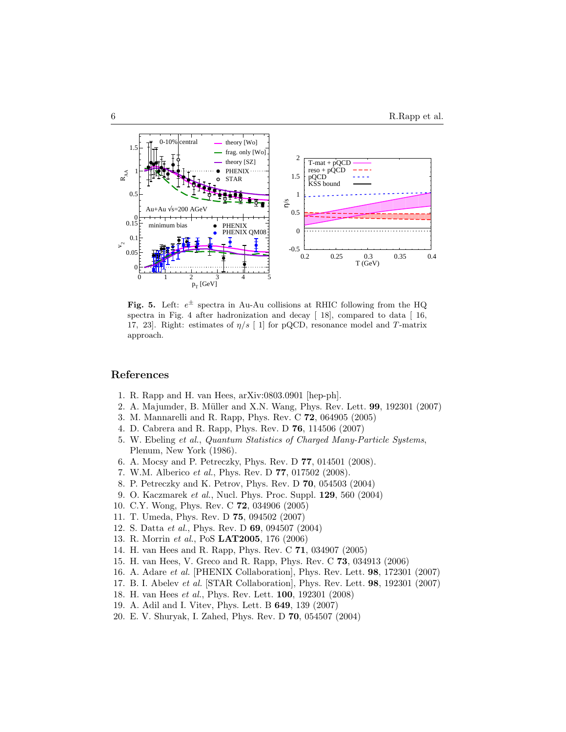**Fig. 5.** Left: $e^{\pm}$ spectra in Au-Au collisions at RHIC following from the HQ spectra in Fig. 4 after hadronization and decay [ 18], compared to data [ 16, 17, 23]. Right: estimates of $\eta/s$ [ 1] for pQCD, resonance model and $T$-matrix approach.

## References

1. R. Rapp and H. van Hees, arXiv:0803.0901 [hep-ph].
2. A. Majumder, B. Müller and X.N. Wang, Phys. Rev. Lett. **99**, 192301 (2007)
3. M. Mannarelli and R. Rapp, Phys. Rev. C **72**, 064905 (2005)
4. D. Cabrera and R. Rapp, Phys. Rev. D **76**, 114506 (2007)
5. W. Ebeling *et al.*, *Quantum Statistics of Charged Many-Particle Systems*, Plenum, New York (1986).
6. A. Mocsy and P. Petreczky, Phys. Rev. D **77**, 014501 (2008).
7. W.M. Alberico *et al.*, Phys. Rev. D **77**, 017502 (2008).
8. P. Petreczky and K. Petrov, Phys. Rev. D **70**, 054503 (2004)
9. O. Kaczmarek *et al.*, Nucl. Phys. Proc. Suppl. **129**, 560 (2004)
10. C.Y. Wong, Phys. Rev. C **72**, 034906 (2005)
11. T. Umeda, Phys. Rev. D **75**, 094502 (2007)
12. S. Datta *et al.*, Phys. Rev. D **69**, 094507 (2004)
13. R. Morrin *et al.*, PoS **LAT2005**, 176 (2006)
14. H. van Hees and R. Rapp, Phys. Rev. C **71**, 034907 (2005)
15. H. van Hees, V. Greco and R. Rapp, Phys. Rev. C **73**, 034913 (2006)
16. A. Adare *et al.* [PHENIX Collaboration], Phys. Rev. Lett. **98**, 172301 (2007)
17. B. I. Abelev *et al.* [STAR Collaboration], Phys. Rev. Lett. **98**, 192301 (2007)
18. H. van Hees *et al.*, Phys. Rev. Lett. **100**, 192301 (2008)
19. A. Adil and I. Vitev, Phys. Lett. B **649**, 139 (2007)
20. E. V. Shuryak, I. Zahed, Phys. Rev. D **70**, 054507 (2004)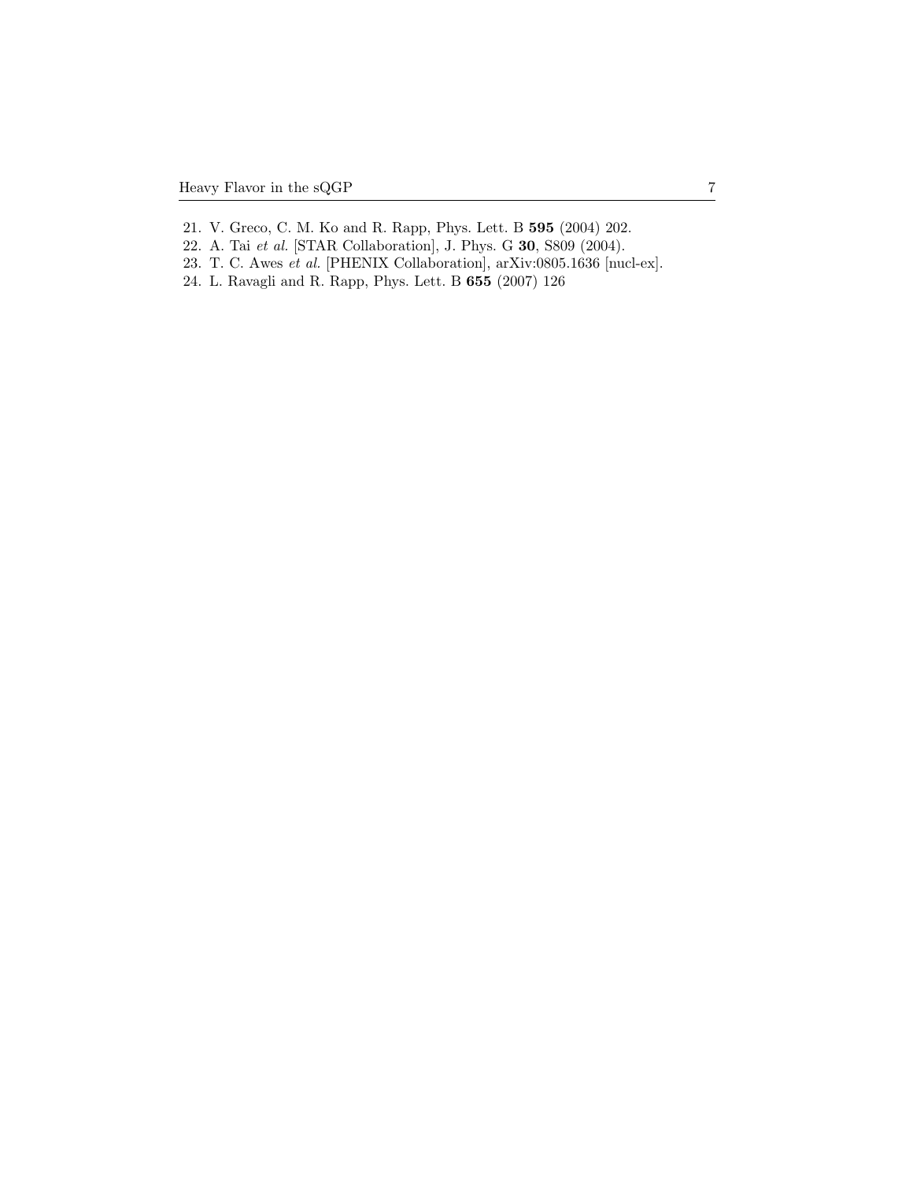21. V. Greco, C. M. Ko and R. Rapp, Phys. Lett. B **595** (2004) 202.
22. A. Tai *et al.* [STAR Collaboration], J. Phys. G **30**, S809 (2004).
23. T. C. Awes *et al.* [PHENIX Collaboration], arXiv:0805.1636 [nucl-ex].
24. L. Ravagli and R. Rapp, Phys. Lett. B **655** (2007) 126